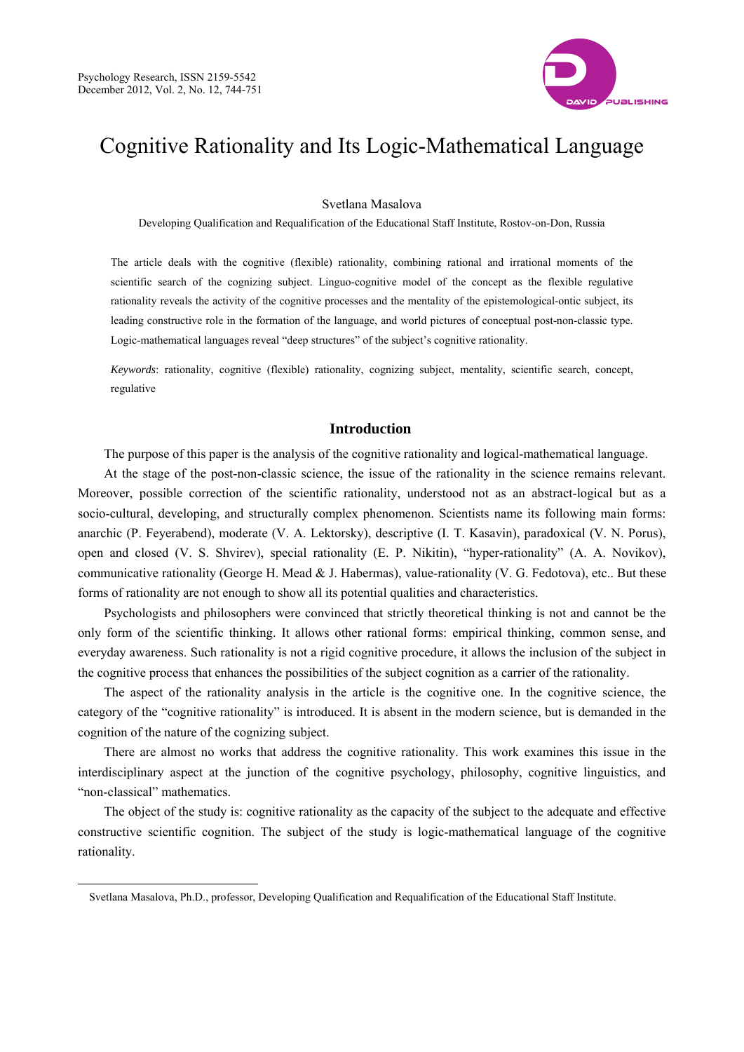# Cognitive Rationality and Its Logic-Mathematical Language

Svetlana Masalova

Developing Qualification and Requalification of the Educational Staff Institute, Rostov-on-Don, Russia

The article deals with the cognitive (flexible) rationality, combining rational and irrational moments of the scientific search of the cognizing subject. Linguo-cognitive model of the concept as the flexible regulative rationality reveals the activity of the cognitive processes and the mentality of the epistemological-ontic subject, its leading constructive role in the formation of the language, and world pictures of conceptual post-non-classic type. Logic-mathematical languages reveal "deep structures" of the subject's cognitive rationality.

*Keywords*: rationality, cognitive (flexible) rationality, cognizing subject, mentality, scientific search, concept, regulative

## Introduction

The purpose of this paper is the analysis of the cognitive rationality and logical-mathematical language.

At the stage of the post-non-classic science, the issue of the rationality in the science remains relevant. Moreover, possible correction of the scientific rationality, understood not as an abstract-logical but as a socio-cultural, developing, and structurally complex phenomenon. Scientists name its following main forms: anarchic (P. Feyerabend), moderate (V. A. Lektorsky), descriptive (I. T. Kasavin), paradoxical (V. N. Porus), open and closed (V. S. Shvirev), special rationality (E. P. Nikitin), "hyper-rationality" (A. A. Novikov), communicative rationality (George H. Mead & J. Habermas), value-rationality (V. G. Fedotova), etc.. But these forms of rationality are not enough to show all its potential qualities and characteristics.

Psychologists and philosophers were convinced that strictly theoretical thinking is not and cannot be the only form of the scientific thinking. It allows other rational forms: empirical thinking, common sense, and everyday awareness. Such rationality is not a rigid cognitive procedure, it allows the inclusion of the subject in the cognitive process that enhances the possibilities of the subject cognition as a carrier of the rationality.

The aspect of the rationality analysis in the article is the cognitive one. In the cognitive science, the category of the "cognitive rationality" is introduced. It is absent in the modern science, but is demanded in the cognition of the nature of the cognizing subject.

There are almost no works that address the cognitive rationality. This work examines this issue in the interdisciplinary aspect at the junction of the cognitive psychology, philosophy, cognitive linguistics, and "non-classical" mathematics.

The object of the study is: cognitive rationality as the capacity of the subject to the adequate and effective constructive scientific cognition. The subject of the study is logic-mathematical language of the cognitive rationality.

---

Svetlana Masalova, Ph.D., professor, Developing Qualification and Requalification of the Educational Staff Institute.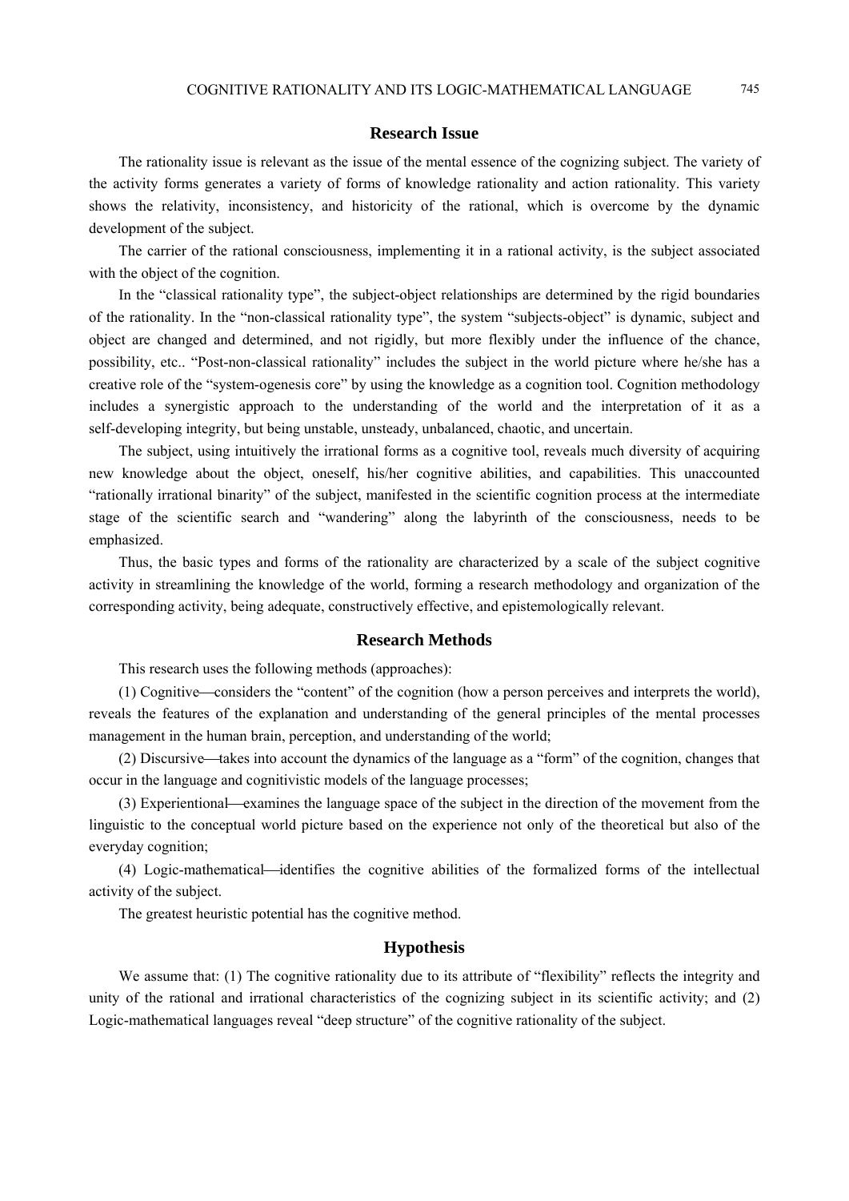## Research Issue

The rationality issue is relevant as the issue of the mental essence of the cognizing subject. The variety of the activity forms generates a variety of forms of knowledge rationality and action rationality. This variety shows the relativity, inconsistency, and historicity of the rational, which is overcome by the dynamic development of the subject.

The carrier of the rational consciousness, implementing it in a rational activity, is the subject associated with the object of the cognition.

In the "classical rationality type", the subject-object relationships are determined by the rigid boundaries of the rationality. In the "non-classical rationality type", the system "subjects-object" is dynamic, subject and object are changed and determined, and not rigidly, but more flexibly under the influence of the chance, possibility, etc.. "Post-non-classical rationality" includes the subject in the world picture where he/she has a creative role of the "system-ogenesis core" by using the knowledge as a cognition tool. Cognition methodology includes a synergistic approach to the understanding of the world and the interpretation of it as a self-developing integrity, but being unstable, unsteady, unbalanced, chaotic, and uncertain.

The subject, using intuitively the irrational forms as a cognitive tool, reveals much diversity of acquiring new knowledge about the object, oneself, his/her cognitive abilities, and capabilities. This unaccounted "rationally irrational binarity" of the subject, manifested in the scientific cognition process at the intermediate stage of the scientific search and "wandering" along the labyrinth of the consciousness, needs to be emphasized.

Thus, the basic types and forms of the rationality are characterized by a scale of the subject cognitive activity in streamlining the knowledge of the world, forming a research methodology and organization of the corresponding activity, being adequate, constructively effective, and epistemologically relevant.

## Research Methods

This research uses the following methods (approaches):

(1) Cognitive—considers the "content" of the cognition (how a person perceives and interprets the world), reveals the features of the explanation and understanding of the general principles of the mental processes management in the human brain, perception, and understanding of the world;

(2) Discursive—takes into account the dynamics of the language as a "form" of the cognition, changes that occur in the language and cognitivistic models of the language processes;

(3) Experientional—examines the language space of the subject in the direction of the movement from the linguistic to the conceptual world picture based on the experience not only of the theoretical but also of the everyday cognition;

(4) Logic-mathematical—identifies the cognitive abilities of the formalized forms of the intellectual activity of the subject.

The greatest heuristic potential has the cognitive method.

## Hypothesis

We assume that: (1) The cognitive rationality due to its attribute of "flexibility" reflects the integrity and unity of the rational and irrational characteristics of the cognizing subject in its scientific activity; and (2) Logic-mathematical languages reveal "deep structure" of the cognitive rationality of the subject.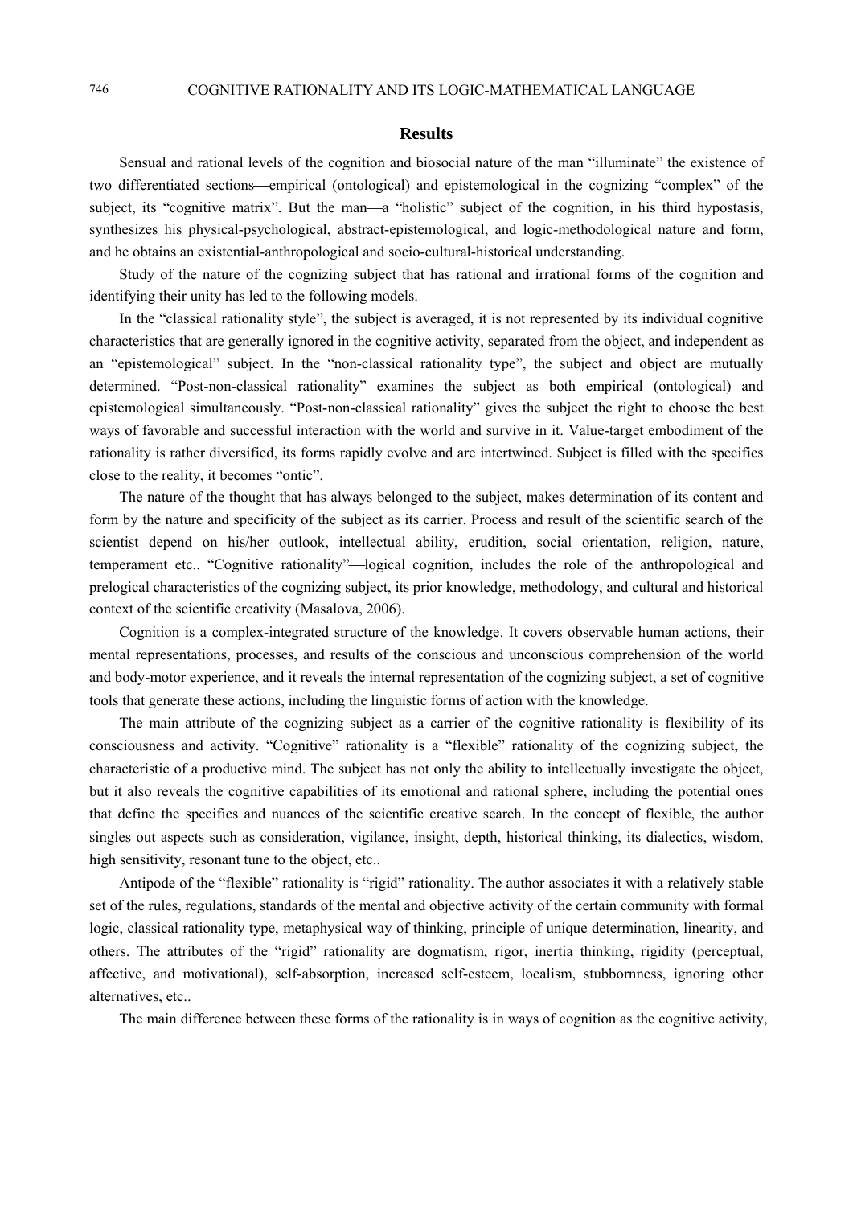## Results

Sensual and rational levels of the cognition and biosocial nature of the man "illuminate" the existence of two differentiated sections—empirical (ontological) and epistemological in the cognizing "complex" of the subject, its "cognitive matrix". But the man—a "holistic" subject of the cognition, in his third hypostasis, synthesizes his physical-psychological, abstract-epistemological, and logic-methodological nature and form, and he obtains an existential-anthropological and socio-cultural-historical understanding.

Study of the nature of the cognizing subject that has rational and irrational forms of the cognition and identifying their unity has led to the following models.

In the "classical rationality style", the subject is averaged, it is not represented by its individual cognitive characteristics that are generally ignored in the cognitive activity, separated from the object, and independent as an "epistemological" subject. In the "non-classical rationality type", the subject and object are mutually determined. "Post-non-classical rationality" examines the subject as both empirical (ontological) and epistemological simultaneously. "Post-non-classical rationality" gives the subject the right to choose the best ways of favorable and successful interaction with the world and survive in it. Value-target embodiment of the rationality is rather diversified, its forms rapidly evolve and are intertwined. Subject is filled with the specifics close to the reality, it becomes "ontic".

The nature of the thought that has always belonged to the subject, makes determination of its content and form by the nature and specificity of the subject as its carrier. Process and result of the scientific search of the scientist depend on his/her outlook, intellectual ability, erudition, social orientation, religion, nature, temperament etc.. "Cognitive rationality"—logical cognition, includes the role of the anthropological and prelogical characteristics of the cognizing subject, its prior knowledge, methodology, and cultural and historical context of the scientific creativity (Masalova, 2006).

Cognition is a complex-integrated structure of the knowledge. It covers observable human actions, their mental representations, processes, and results of the conscious and unconscious comprehension of the world and body-motor experience, and it reveals the internal representation of the cognizing subject, a set of cognitive tools that generate these actions, including the linguistic forms of action with the knowledge.

The main attribute of the cognizing subject as a carrier of the cognitive rationality is flexibility of its consciousness and activity. "Cognitive" rationality is a "flexible" rationality of the cognizing subject, the characteristic of a productive mind. The subject has not only the ability to intellectually investigate the object, but it also reveals the cognitive capabilities of its emotional and rational sphere, including the potential ones that define the specifics and nuances of the scientific creative search. In the concept of flexible, the author singles out aspects such as consideration, vigilance, insight, depth, historical thinking, its dialectics, wisdom, high sensitivity, resonant tune to the object, etc..

Antipode of the "flexible" rationality is "rigid" rationality. The author associates it with a relatively stable set of the rules, regulations, standards of the mental and objective activity of the certain community with formal logic, classical rationality type, metaphysical way of thinking, principle of unique determination, linearity, and others. The attributes of the "rigid" rationality are dogmatism, rigor, inertia thinking, rigidity (perceptual, affective, and motivational), self-absorption, increased self-esteem, localism, stubbornness, ignoring other alternatives, etc..

The main difference between these forms of the rationality is in ways of cognition as the cognitive activity,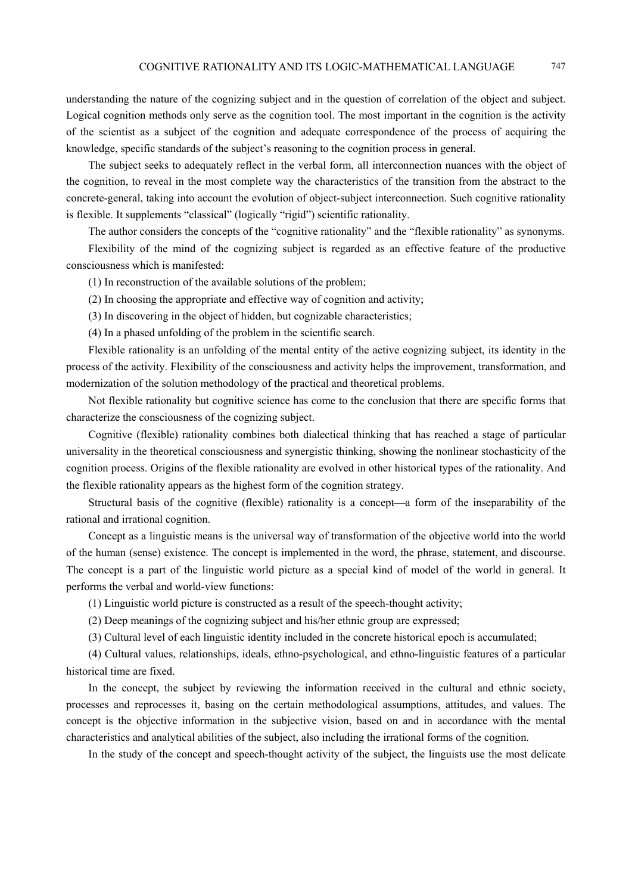understanding the nature of the cognizing subject and in the question of correlation of the object and subject. Logical cognition methods only serve as the cognition tool. The most important in the cognition is the activity of the scientist as a subject of the cognition and adequate correspondence of the process of acquiring the knowledge, specific standards of the subject's reasoning to the cognition process in general.

The subject seeks to adequately reflect in the verbal form, all interconnection nuances with the object of the cognition, to reveal in the most complete way the characteristics of the transition from the abstract to the concrete-general, taking into account the evolution of object-subject interconnection. Such cognitive rationality is flexible. It supplements "classical" (logically "rigid") scientific rationality.

The author considers the concepts of the "cognitive rationality" and the "flexible rationality" as synonyms.

Flexibility of the mind of the cognizing subject is regarded as an effective feature of the productive consciousness which is manifested:

(1) In reconstruction of the available solutions of the problem;

(2) In choosing the appropriate and effective way of cognition and activity;

(3) In discovering in the object of hidden, but cognizable characteristics;

(4) In a phased unfolding of the problem in the scientific search.

Flexible rationality is an unfolding of the mental entity of the active cognizing subject, its identity in the process of the activity. Flexibility of the consciousness and activity helps the improvement, transformation, and modernization of the solution methodology of the practical and theoretical problems.

Not flexible rationality but cognitive science has come to the conclusion that there are specific forms that characterize the consciousness of the cognizing subject.

Cognitive (flexible) rationality combines both dialectical thinking that has reached a stage of particular universality in the theoretical consciousness and synergistic thinking, showing the nonlinear stochasticity of the cognition process. Origins of the flexible rationality are evolved in other historical types of the rationality. And the flexible rationality appears as the highest form of the cognition strategy.

Structural basis of the cognitive (flexible) rationality is a concept—a form of the inseparability of the rational and irrational cognition.

Concept as a linguistic means is the universal way of transformation of the objective world into the world of the human (sense) existence. The concept is implemented in the word, the phrase, statement, and discourse. The concept is a part of the linguistic world picture as a special kind of model of the world in general. It performs the verbal and world-view functions:

(1) Linguistic world picture is constructed as a result of the speech-thought activity;

(2) Deep meanings of the cognizing subject and his/her ethnic group are expressed;

(3) Cultural level of each linguistic identity included in the concrete historical epoch is accumulated;

(4) Cultural values, relationships, ideals, ethno-psychological, and ethno-linguistic features of a particular historical time are fixed.

In the concept, the subject by reviewing the information received in the cultural and ethnic society, processes and reprocesses it, basing on the certain methodological assumptions, attitudes, and values. The concept is the objective information in the subjective vision, based on and in accordance with the mental characteristics and analytical abilities of the subject, also including the irrational forms of the cognition.

In the study of the concept and speech-thought activity of the subject, the linguists use the most delicate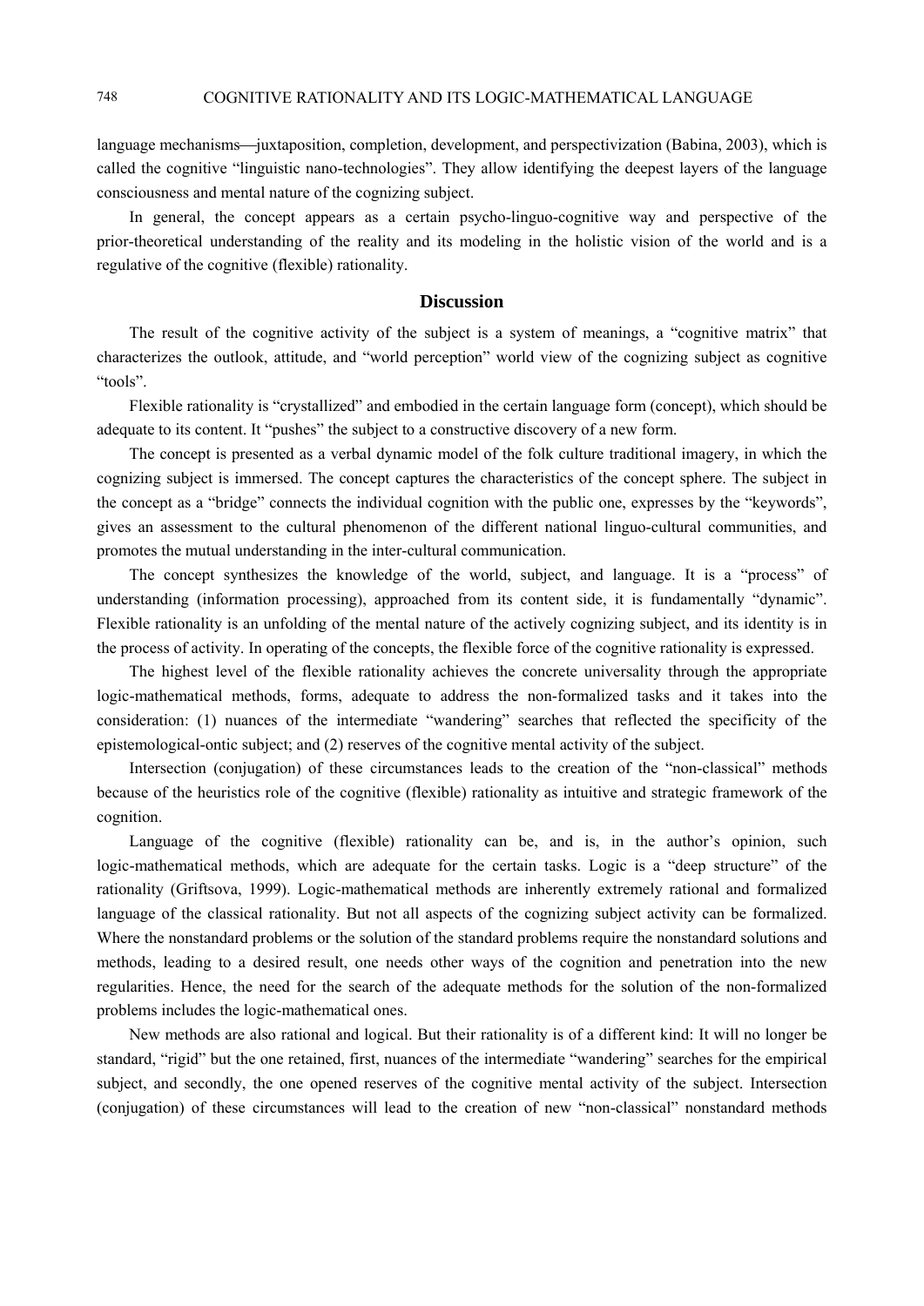language mechanisms—juxtaposition, completion, development, and perspectivization (Babina, 2003), which is called the cognitive "linguistic nano-technologies". They allow identifying the deepest layers of the language consciousness and mental nature of the cognizing subject.

In general, the concept appears as a certain psycho-linguo-cognitive way and perspective of the prior-theoretical understanding of the reality and its modeling in the holistic vision of the world and is a regulative of the cognitive (flexible) rationality.

## Discussion

The result of the cognitive activity of the subject is a system of meanings, a "cognitive matrix" that characterizes the outlook, attitude, and "world perception" world view of the cognizing subject as cognitive "tools".

Flexible rationality is "crystallized" and embodied in the certain language form (concept), which should be adequate to its content. It "pushes" the subject to a constructive discovery of a new form.

The concept is presented as a verbal dynamic model of the folk culture traditional imagery, in which the cognizing subject is immersed. The concept captures the characteristics of the concept sphere. The subject in the concept as a "bridge" connects the individual cognition with the public one, expresses by the "keywords", gives an assessment to the cultural phenomenon of the different national linguo-cultural communities, and promotes the mutual understanding in the inter-cultural communication.

The concept synthesizes the knowledge of the world, subject, and language. It is a "process" of understanding (information processing), approached from its content side, it is fundamentally "dynamic". Flexible rationality is an unfolding of the mental nature of the actively cognizing subject, and its identity is in the process of activity. In operating of the concepts, the flexible force of the cognitive rationality is expressed.

The highest level of the flexible rationality achieves the concrete universality through the appropriate logic-mathematical methods, forms, adequate to address the non-formalized tasks and it takes into the consideration: (1) nuances of the intermediate "wandering" searches that reflected the specificity of the epistemological-ontic subject; and (2) reserves of the cognitive mental activity of the subject.

Intersection (conjugation) of these circumstances leads to the creation of the "non-classical" methods because of the heuristics role of the cognitive (flexible) rationality as intuitive and strategic framework of the cognition.

Language of the cognitive (flexible) rationality can be, and is, in the author's opinion, such logic-mathematical methods, which are adequate for the certain tasks. Logic is a "deep structure" of the rationality (Griftsova, 1999). Logic-mathematical methods are inherently extremely rational and formalized language of the classical rationality. But not all aspects of the cognizing subject activity can be formalized. Where the nonstandard problems or the solution of the standard problems require the nonstandard solutions and methods, leading to a desired result, one needs other ways of the cognition and penetration into the new regularities. Hence, the need for the search of the adequate methods for the solution of the non-formalized problems includes the logic-mathematical ones.

New methods are also rational and logical. But their rationality is of a different kind: It will no longer be standard, "rigid" but the one retained, first, nuances of the intermediate "wandering" searches for the empirical subject, and secondly, the one opened reserves of the cognitive mental activity of the subject. Intersection (conjugation) of these circumstances will lead to the creation of new "non-classical" nonstandard methods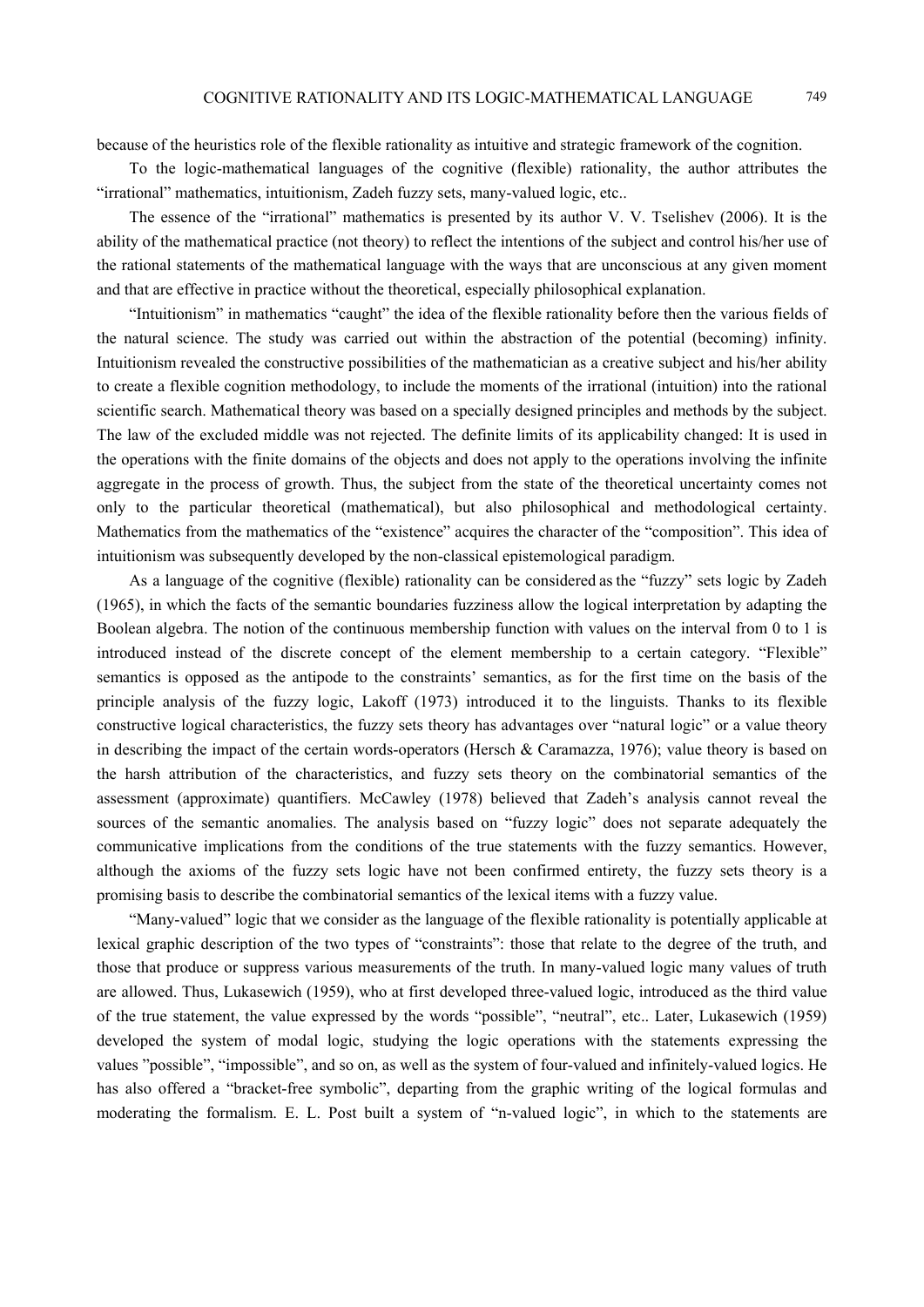because of the heuristics role of the flexible rationality as intuitive and strategic framework of the cognition.

To the logic-mathematical languages of the cognitive (flexible) rationality, the author attributes the "irrational" mathematics, intuitionism, Zadeh fuzzy sets, many-valued logic, etc..

The essence of the "irrational" mathematics is presented by its author V. V. Tselishev (2006). It is the ability of the mathematical practice (not theory) to reflect the intentions of the subject and control his/her use of the rational statements of the mathematical language with the ways that are unconscious at any given moment and that are effective in practice without the theoretical, especially philosophical explanation.

"Intuitionism" in mathematics "caught" the idea of the flexible rationality before then the various fields of the natural science. The study was carried out within the abstraction of the potential (becoming) infinity. Intuitionism revealed the constructive possibilities of the mathematician as a creative subject and his/her ability to create a flexible cognition methodology, to include the moments of the irrational (intuition) into the rational scientific search. Mathematical theory was based on a specially designed principles and methods by the subject. The law of the excluded middle was not rejected. The definite limits of its applicability changed: It is used in the operations with the finite domains of the objects and does not apply to the operations involving the infinite aggregate in the process of growth. Thus, the subject from the state of the theoretical uncertainty comes not only to the particular theoretical (mathematical), but also philosophical and methodological certainty. Mathematics from the mathematics of the "existence" acquires the character of the "composition". This idea of intuitionism was subsequently developed by the non-classical epistemological paradigm.

As a language of the cognitive (flexible) rationality can be considered as the "fuzzy" sets logic by Zadeh (1965), in which the facts of the semantic boundaries fuzziness allow the logical interpretation by adapting the Boolean algebra. The notion of the continuous membership function with values on the interval from 0 to 1 is introduced instead of the discrete concept of the element membership to a certain category. "Flexible" semantics is opposed as the antipode to the constraints' semantics, as for the first time on the basis of the principle analysis of the fuzzy logic, Lakoff (1973) introduced it to the linguists. Thanks to its flexible constructive logical characteristics, the fuzzy sets theory has advantages over "natural logic" or a value theory in describing the impact of the certain words-operators (Hersch & Caramazza, 1976); value theory is based on the harsh attribution of the characteristics, and fuzzy sets theory on the combinatorial semantics of the assessment (approximate) quantifiers. McCawley (1978) believed that Zadeh's analysis cannot reveal the sources of the semantic anomalies. The analysis based on "fuzzy logic" does not separate adequately the communicative implications from the conditions of the true statements with the fuzzy semantics. However, although the axioms of the fuzzy sets logic have not been confirmed entirety, the fuzzy sets theory is a promising basis to describe the combinatorial semantics of the lexical items with a fuzzy value.

"Many-valued" logic that we consider as the language of the flexible rationality is potentially applicable at lexical graphic description of the two types of "constraints": those that relate to the degree of the truth, and those that produce or suppress various measurements of the truth. In many-valued logic many values of truth are allowed. Thus, Lukasewich (1959), who at first developed three-valued logic, introduced as the third value of the true statement, the value expressed by the words "possible", "neutral", etc.. Later, Lukasewich (1959) developed the system of modal logic, studying the logic operations with the statements expressing the values "possible", "impossible", and so on, as well as the system of four-valued and infinitely-valued logics. He has also offered a "bracket-free symbolic", departing from the graphic writing of the logical formulas and moderating the formalism. E. L. Post built a system of "n-valued logic", in which to the statements are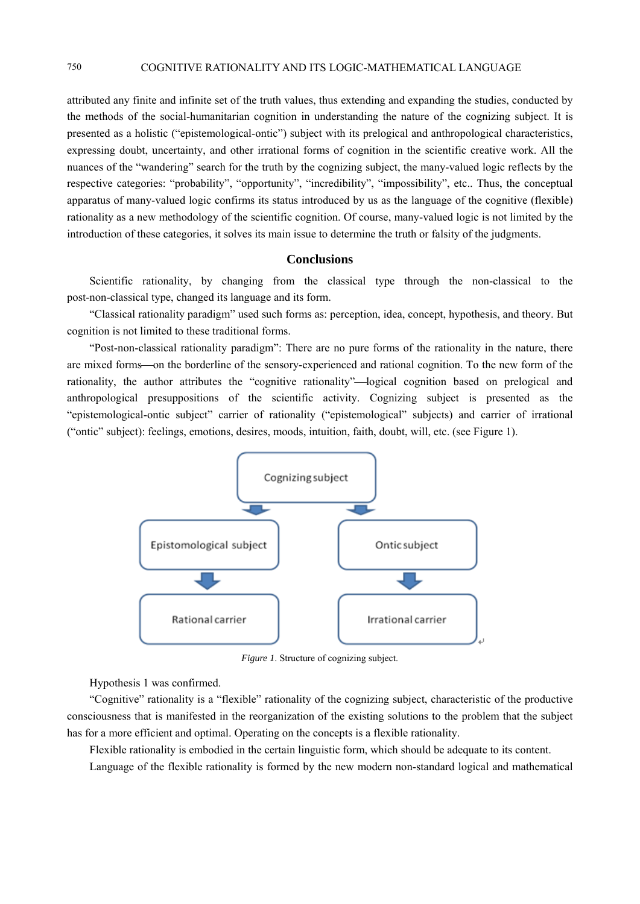attributed any finite and infinite set of the truth values, thus extending and expanding the studies, conducted by the methods of the social-humanitarian cognition in understanding the nature of the cognizing subject. It is presented as a holistic ("epistemological-ontic") subject with its prelogical and anthropological characteristics, expressing doubt, uncertainty, and other irrational forms of cognition in the scientific creative work. All the nuances of the "wandering" search for the truth by the cognizing subject, the many-valued logic reflects by the respective categories: "probability", "opportunity", "incredibility", "impossibility", etc.. Thus, the conceptual apparatus of many-valued logic confirms its status introduced by us as the language of the cognitive (flexible) rationality as a new methodology of the scientific cognition. Of course, many-valued logic is not limited by the introduction of these categories, it solves its main issue to determine the truth or falsity of the judgments.

## Conclusions

Scientific rationality, by changing from the classical type through the non-classical to the post-non-classical type, changed its language and its form.

"Classical rationality paradigm" used such forms as: perception, idea, concept, hypothesis, and theory. But cognition is not limited to these traditional forms.

"Post-non-classical rationality paradigm": There are no pure forms of the rationality in the nature, there are mixed forms—on the borderline of the sensory-experienced and rational cognition. To the new form of the rationality, the author attributes the "cognitive rationality"—logical cognition based on prelogical and anthropological presuppositions of the scientific activity. Cognizing subject is presented as the "epistemological-ontic subject" carrier of rationality ("epistemological" subjects) and carrier of irrational ("ontic" subject): feelings, emotions, desires, moods, intuition, faith, doubt, will, etc. (see Figure 1).

Cognizing subject

Epistomological subject

Ontic subject

Rational carrier

Irrational carrier

*Figure 1*. Structure of cognizing subject.

Hypothesis 1 was confirmed.

"Cognitive" rationality is a "flexible" rationality of the cognizing subject, characteristic of the productive consciousness that is manifested in the reorganization of the existing solutions to the problem that the subject has for a more efficient and optimal. Operating on the concepts is a flexible rationality.

Flexible rationality is embodied in the certain linguistic form, which should be adequate to its content.

Language of the flexible rationality is formed by the new modern non-standard logical and mathematical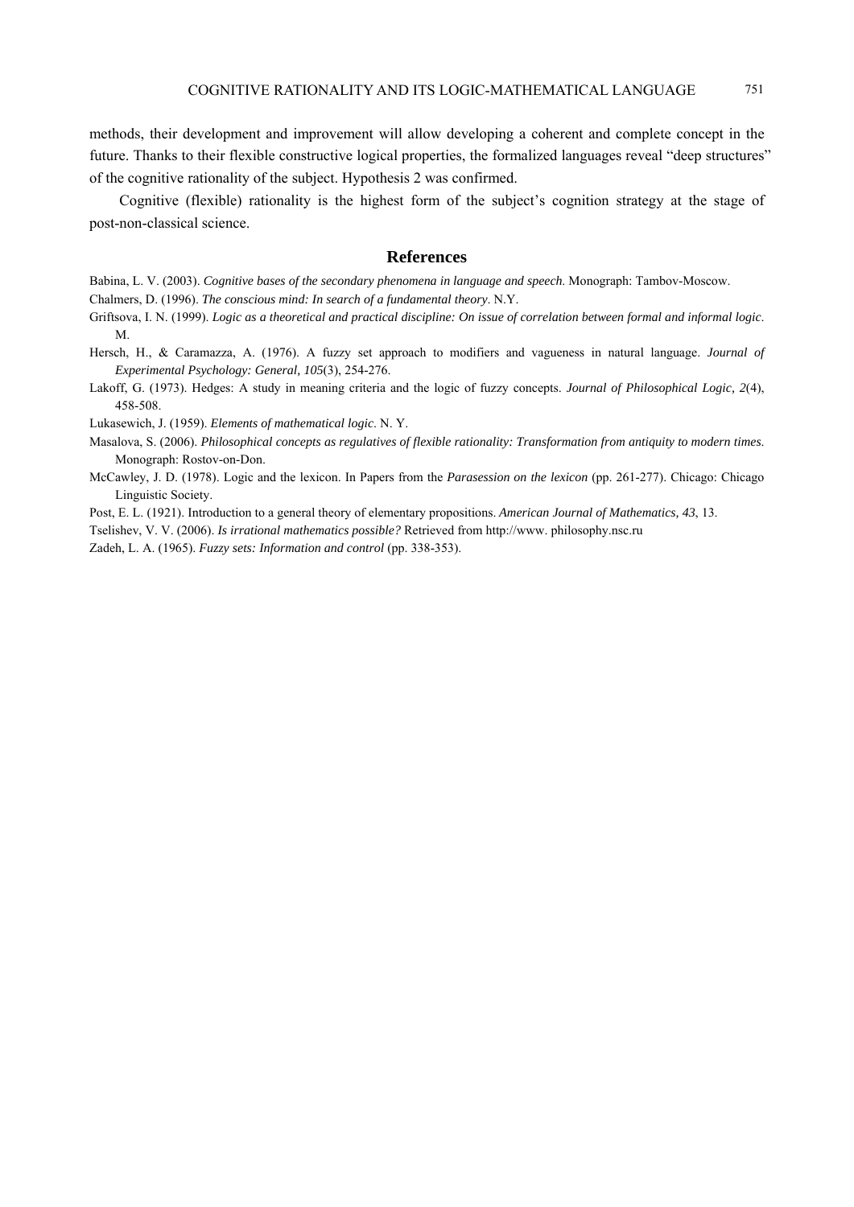methods, their development and improvement will allow developing a coherent and complete concept in the future. Thanks to their flexible constructive logical properties, the formalized languages reveal "deep structures" of the cognitive rationality of the subject. Hypothesis 2 was confirmed.

Cognitive (flexible) rationality is the highest form of the subject's cognition strategy at the stage of post-non-classical science.

## References

Babina, L. V. (2003). *Cognitive bases of the secondary phenomena in language and speech*. Monograph: Tambov-Moscow.

Chalmers, D. (1996). *The conscious mind: In search of a fundamental theory*. N.Y.

Griftsova, I. N. (1999). *Logic as a theoretical and practical discipline: On issue of correlation between formal and informal logic*. M.

Hersch, H., & Caramazza, A. (1976). A fuzzy set approach to modifiers and vagueness in natural language. *Journal of Experimental Psychology: General, 105*(3), 254-276.

Lakoff, G. (1973). Hedges: A study in meaning criteria and the logic of fuzzy concepts. *Journal of Philosophical Logic, 2*(4), 458-508.

Lukasewich, J. (1959). *Elements of mathematical logic*. N. Y.

Masalova, S. (2006). *Philosophical concepts as regulatives of flexible rationality: Transformation from antiquity to modern times*. Monograph: Rostov-on-Don.

McCawley, J. D. (1978). Logic and the lexicon. In Papers from the *Parasession on the lexicon* (pp. 261-277). Chicago: Chicago Linguistic Society.

Post, E. L. (1921). Introduction to a general theory of elementary propositions. *American Journal of Mathematics, 43*, 13.

Tselishev, V. V. (2006). *Is irrational mathematics possible?* Retrieved from http://www. philosophy.nsc.ru

Zadeh, L. A. (1965). *Fuzzy sets: Information and control* (pp. 338-353).